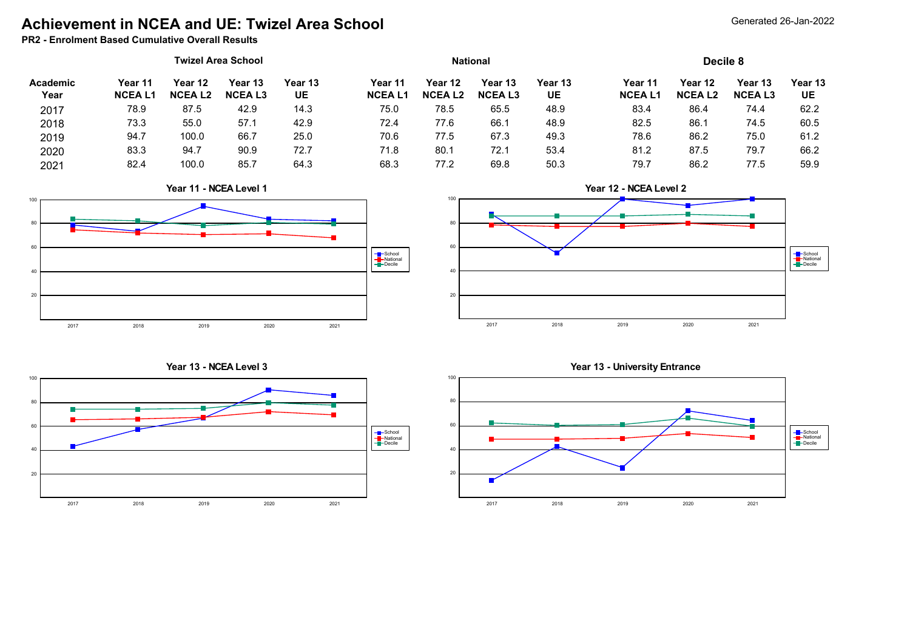# Achievement in NCEA and UE: Twizel Area School

Generated 26-Jan-2022

**PR2 - Enrolment Based Cumulative Overall Results**

| Academic Year | Twizel Area School | | | | National | | | | Decile 8 | | | |
|---|---|---|---|---|---|---|---|---|---|---|---|---|
| | Year 11 NCEA L1 | Year 12 NCEA L2 | Year 13 NCEA L3 | Year 13 UE | Year 11 NCEA L1 | Year 12 NCEA L2 | Year 13 NCEA L3 | Year 13 UE | Year 11 NCEA L1 | Year 12 NCEA L2 | Year 13 NCEA L3 | Year 13 UE |
| 2017 | 78.9 | 87.5 | 42.9 | 14.3 | 75.0 | 78.5 | 65.5 | 48.9 | 83.4 | 86.4 | 74.4 | 62.2 |
| 2018 | 73.3 | 55.0 | 57.1 | 42.9 | 72.4 | 77.6 | 66.1 | 48.9 | 82.5 | 86.1 | 74.5 | 60.5 |
| 2019 | 94.7 | 100.0 | 66.7 | 25.0 | 70.6 | 77.5 | 67.3 | 49.3 | 78.6 | 86.2 | 75.0 | 61.2 |
| 2020 | 83.3 | 94.7 | 90.9 | 72.7 | 71.8 | 80.1 | 72.1 | 53.4 | 81.2 | 87.5 | 79.7 | 66.2 |
| 2021 | 82.4 | 100.0 | 85.7 | 64.3 | 68.3 | 77.2 | 69.8 | 50.3 | 79.7 | 86.2 | 77.5 | 59.9 |

**Year 11 - NCEA Level 1**

**Year 12 - NCEA Level 2**

**Year 13 - NCEA Level 3**

**Year 13 - University Entrance**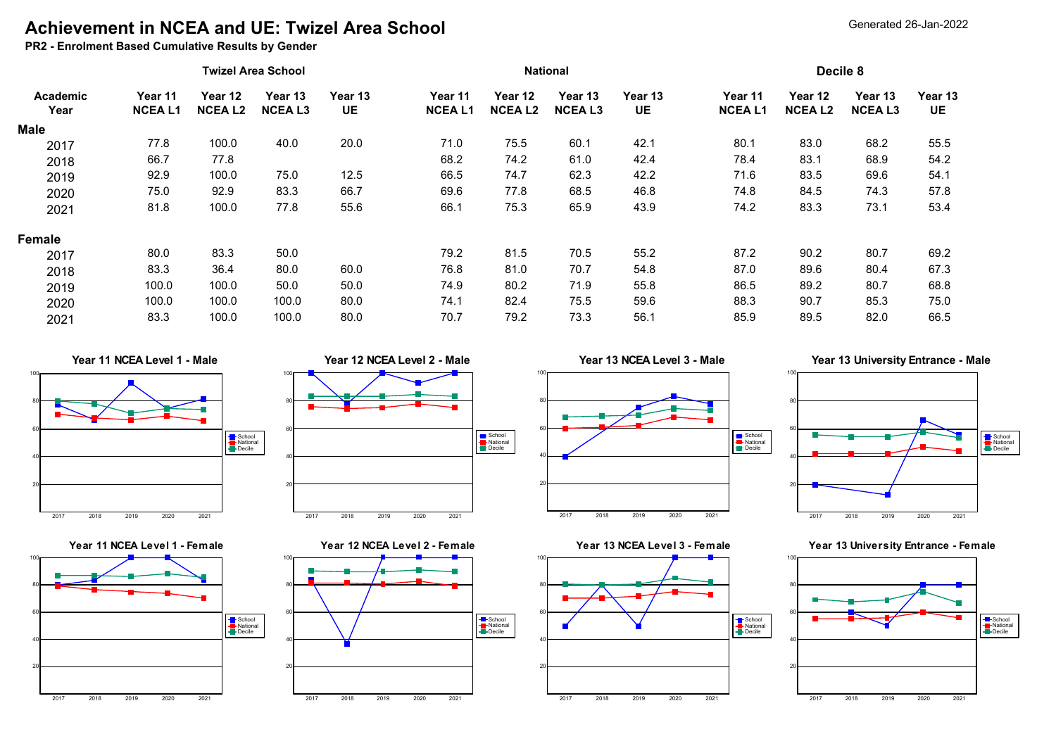# Achievement in NCEA and UE: Twizel Area School

**PR2 - Enrolment Based Cumulative Results by Gender**

Generated 26-Jan-2022

| Academic Year | Twizel Area School | | | | National | | | | Decile 8 | | | |
|---|---|---|---|---|---|---|---|---|---|---|---|---|
| | Year 11 NCEA L1 | Year 12 NCEA L2 | Year 13 NCEA L3 | Year 13 UE | Year 11 NCEA L1 | Year 12 NCEA L2 | Year 13 NCEA L3 | Year 13 UE | Year 11 NCEA L1 | Year 12 NCEA L2 | Year 13 NCEA L3 | Year 13 UE |
| **Male** | | | | | | | | | | | | |
| 2017 | 77.8 | 100.0 | 40.0 | 20.0 | 71.0 | 75.5 | 60.1 | 42.1 | 80.1 | 83.0 | 68.2 | 55.5 |
| 2018 | 66.7 | 77.8 | | | 68.2 | 74.2 | 61.0 | 42.4 | 78.4 | 83.1 | 68.9 | 54.2 |
| 2019 | 92.9 | 100.0 | 75.0 | 12.5 | 66.5 | 74.7 | 62.3 | 42.2 | 71.6 | 83.5 | 69.6 | 54.1 |
| 2020 | 75.0 | 92.9 | 83.3 | 66.7 | 69.6 | 77.8 | 68.5 | 46.8 | 74.8 | 84.5 | 74.3 | 57.8 |
| 2021 | 81.8 | 100.0 | 77.8 | 55.6 | 66.1 | 75.3 | 65.9 | 43.9 | 74.2 | 83.3 | 73.1 | 53.4 |
| **Female** | | | | | | | | | | | | |
| 2017 | 80.0 | 83.3 | 50.0 | | 79.2 | 81.5 | 70.5 | 55.2 | 87.2 | 90.2 | 80.7 | 69.2 |
| 2018 | 83.3 | 36.4 | 80.0 | 60.0 | 76.8 | 81.0 | 70.7 | 54.8 | 87.0 | 89.6 | 80.4 | 67.3 |
| 2019 | 100.0 | 100.0 | 50.0 | 50.0 | 74.9 | 80.2 | 71.9 | 55.8 | 86.5 | 89.2 | 80.7 | 68.8 |
| 2020 | 100.0 | 100.0 | 100.0 | 80.0 | 74.1 | 82.4 | 75.5 | 59.6 | 88.3 | 90.7 | 85.3 | 75.0 |
| 2021 | 83.3 | 100.0 | 100.0 | 80.0 | 70.7 | 79.2 | 73.3 | 56.1 | 85.9 | 89.5 | 82.0 | 66.5 |

**Year 11 NCEA Level 1 - Male**

**Year 12 NCEA Level 2 - Male**

**Year 13 NCEA Level 3 - Male**

**Year 13 University Entrance - Male**

**Year 11 NCEA Level 1 - Female**

**Year 12 NCEA Level 2 - Female**

**Year 13 NCEA Level 3 - Female**

**Year 13 University Entrance - Female**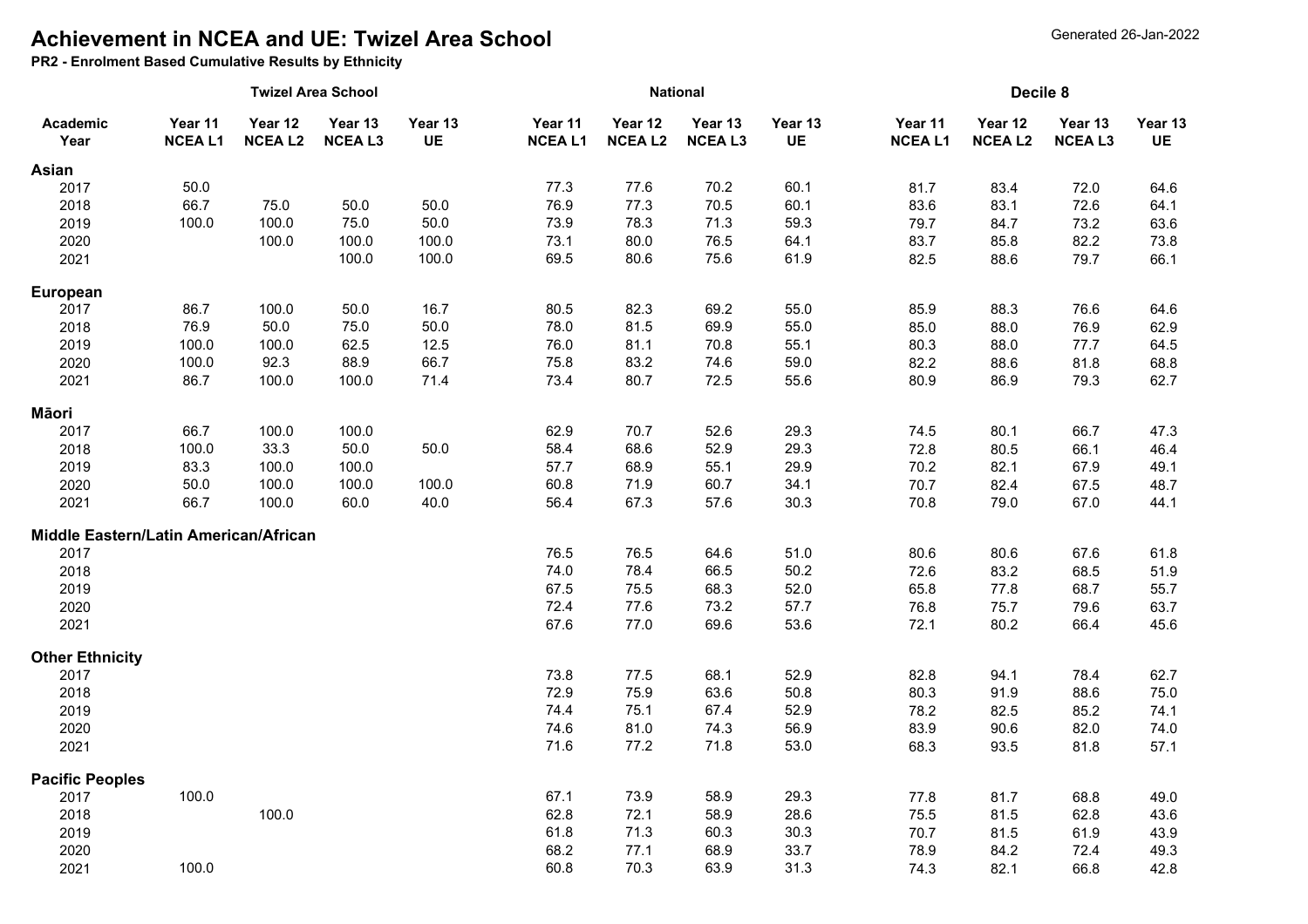# Achievement in NCEA and UE: Twizel Area School

**PR2 - Enrolment Based Cumulative Results by Ethnicity**

Generated 26-Jan-2022

| | Twizel Area School | | | | National | | | | Decile 8 | | | |
|---|---|---|---|---|---|---|---|---|---|---|---|---|
| **Academic Year** | **Year 11 NCEA L1** | **Year 12 NCEA L2** | **Year 13 NCEA L3** | **Year 13 UE** | **Year 11 NCEA L1** | **Year 12 NCEA L2** | **Year 13 NCEA L3** | **Year 13 UE** | **Year 11 NCEA L1** | **Year 12 NCEA L2** | **Year 13 NCEA L3** | **Year 13 UE** |
| **Asian** | | | | | | | | | | | | |
| 2017 | 50.0 | | | | 77.3 | 77.6 | 70.2 | 60.1 | 81.7 | 83.4 | 72.0 | 64.6 |
| 2018 | 66.7 | 75.0 | 50.0 | 50.0 | 76.9 | 77.3 | 70.5 | 60.1 | 83.6 | 83.1 | 72.6 | 64.1 |
| 2019 | 100.0 | 100.0 | 75.0 | 50.0 | 73.9 | 78.3 | 71.3 | 59.3 | 79.7 | 84.7 | 73.2 | 63.6 |
| 2020 | | 100.0 | 100.0 | 100.0 | 73.1 | 80.0 | 76.5 | 64.1 | 83.7 | 85.8 | 82.2 | 73.8 |
| 2021 | | | 100.0 | 100.0 | 69.5 | 80.6 | 75.6 | 61.9 | 82.5 | 88.6 | 79.7 | 66.1 |
| **European** | | | | | | | | | | | | |
| 2017 | 86.7 | 100.0 | 50.0 | 16.7 | 80.5 | 82.3 | 69.2 | 55.0 | 85.9 | 88.3 | 76.6 | 64.6 |
| 2018 | 76.9 | 50.0 | 75.0 | 50.0 | 78.0 | 81.5 | 69.9 | 55.0 | 85.0 | 88.0 | 76.9 | 62.9 |
| 2019 | 100.0 | 100.0 | 62.5 | 12.5 | 76.0 | 81.1 | 70.8 | 55.1 | 80.3 | 88.0 | 77.7 | 64.5 |
| 2020 | 100.0 | 92.3 | 88.9 | 66.7 | 75.8 | 83.2 | 74.6 | 59.0 | 82.2 | 88.6 | 81.8 | 68.8 |
| 2021 | 86.7 | 100.0 | 100.0 | 71.4 | 73.4 | 80.7 | 72.5 | 55.6 | 80.9 | 86.9 | 79.3 | 62.7 |
| **Māori** | | | | | | | | | | | | |
| 2017 | 66.7 | 100.0 | 100.0 | | 62.9 | 70.7 | 52.6 | 29.3 | 74.5 | 80.1 | 66.7 | 47.3 |
| 2018 | 100.0 | 33.3 | 50.0 | 50.0 | 58.4 | 68.6 | 52.9 | 29.3 | 72.8 | 80.5 | 66.1 | 46.4 |
| 2019 | 83.3 | 100.0 | 100.0 | | 57.7 | 68.9 | 55.1 | 29.9 | 70.2 | 82.1 | 67.9 | 49.1 |
| 2020 | 50.0 | 100.0 | 100.0 | 100.0 | 60.8 | 71.9 | 60.7 | 34.1 | 70.7 | 82.4 | 67.5 | 48.7 |
| 2021 | 66.7 | 100.0 | 60.0 | 40.0 | 56.4 | 67.3 | 57.6 | 30.3 | 70.8 | 79.0 | 67.0 | 44.1 |
| **Middle Eastern/Latin American/African** | | | | | | | | | | | | |
| 2017 | | | | | 76.5 | 76.5 | 64.6 | 51.0 | 80.6 | 80.6 | 67.6 | 61.8 |
| 2018 | | | | | 74.0 | 78.4 | 66.5 | 50.2 | 72.6 | 83.2 | 68.5 | 51.9 |
| 2019 | | | | | 67.5 | 75.5 | 68.3 | 52.0 | 65.8 | 77.8 | 68.7 | 55.7 |
| 2020 | | | | | 72.4 | 77.6 | 73.2 | 57.7 | 76.8 | 75.7 | 79.6 | 63.7 |
| 2021 | | | | | 67.6 | 77.0 | 69.6 | 53.6 | 72.1 | 80.2 | 66.4 | 45.6 |
| **Other Ethnicity** | | | | | | | | | | | | |
| 2017 | | | | | 73.8 | 77.5 | 68.1 | 52.9 | 82.8 | 94.1 | 78.4 | 62.7 |
| 2018 | | | | | 72.9 | 75.9 | 63.6 | 50.8 | 80.3 | 91.9 | 88.6 | 75.0 |
| 2019 | | | | | 74.4 | 75.1 | 67.4 | 52.9 | 78.2 | 82.5 | 85.2 | 74.1 |
| 2020 | | | | | 74.6 | 81.0 | 74.3 | 56.9 | 83.9 | 90.6 | 82.0 | 74.0 |
| 2021 | | | | | 71.6 | 77.2 | 71.8 | 53.0 | 68.3 | 93.5 | 81.8 | 57.1 |
| **Pacific Peoples** | | | | | | | | | | | | |
| 2017 | 100.0 | | | | 67.1 | 73.9 | 58.9 | 29.3 | 77.8 | 81.7 | 68.8 | 49.0 |
| 2018 | | 100.0 | | | 62.8 | 72.1 | 58.9 | 28.6 | 75.5 | 81.5 | 62.8 | 43.6 |
| 2019 | | | | | 61.8 | 71.3 | 60.3 | 30.3 | 70.7 | 81.5 | 61.9 | 43.9 |
| 2020 | | | | | 68.2 | 77.1 | 68.9 | 33.7 | 78.9 | 84.2 | 72.4 | 49.3 |
| 2021 | 100.0 | | | | 60.8 | 70.3 | 63.9 | 31.3 | 74.3 | 82.1 | 66.8 | 42.8 |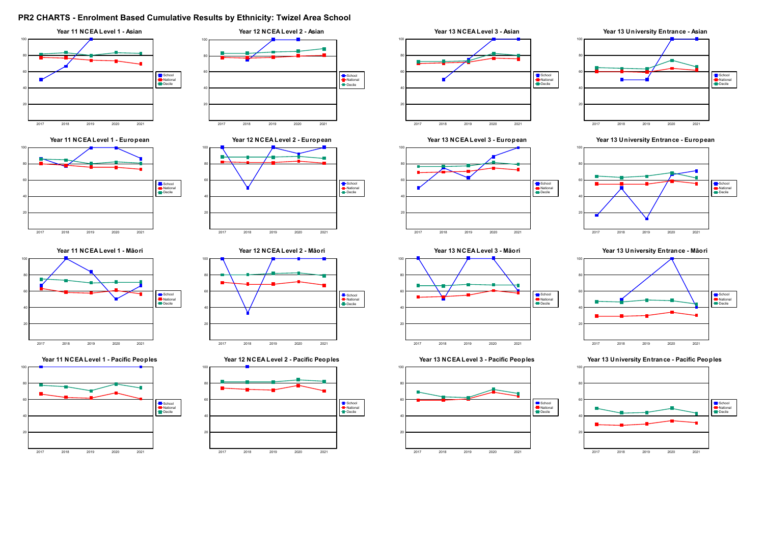# PR2 CHARTS - Enrolment Based Cumulative Results by Ethnicity: Twizel Area School

### Year 11 NCEA Level 1 - Asian

100
80
60
40
20
2017 2018 2019 2020 2021

School
National
Decile

### Year 12 NCEA Level 2 - Asian

100
80
60
40
20
2017 2018 2019 2020 2021

School
National
Decile

### Year 13 NCEA Level 3 - Asian

100
80
60
40
20
2017 2018 2019 2020 2021

School
National
Decile

### Year 13 University Entrance - Asian

100
80
60
40
20
2017 2018 2019 2020 2021

School
National
Decile

### Year 11 NCEA Level 1 - European

100
80
60
40
20
2017 2018 2019 2020 2021

School
National
Decile

### Year 12 NCEA Level 2 - European

100
80
60
40
20
2017 2018 2019 2020 2021

School
National
Decile

### Year 13 NCEA Level 3 - European

100
80
60
40
20
2017 2018 2019 2020 2021

School
National
Decile

### Year 13 University Entrance - European

100
80
60
40
20
2017 2018 2019 2020 2021

School
National
Decile

### Year 11 NCEA Level 1 - Māori

100
80
60
40
20
2017 2018 2019 2020 2021

School
National
Decile

### Year 12 NCEA Level 2 - Māori

100
80
60
40
20
2017 2018 2019 2020 2021

School
National
Decile

### Year 13 NCEA Level 3 - Māori

100
80
60
40
20
2017 2018 2019 2020 2021

School
National
Decile

### Year 13 University Entrance - Māori

100
80
60
40
20
2017 2018 2019 2020 2021

School
National
Decile

### Year 11 NCEA Level 1 - Pacific Peoples

100
80
60
40
20
2017 2018 2019 2020 2021

School
National
Decile

### Year 12 NCEA Level 2 - Pacific Peoples

100
80
60
40
20
2017 2018 2019 2020 2021

School
National
Decile

### Year 13 NCEA Level 3 - Pacific Peoples

100
80
60
40
20
2017 2018 2019 2020 2021

School
National
Decile

### Year 13 University Entrance - Pacific Peoples

100
80
60
40
20
2017 2018 2019 2020 2021

School
National
Decile